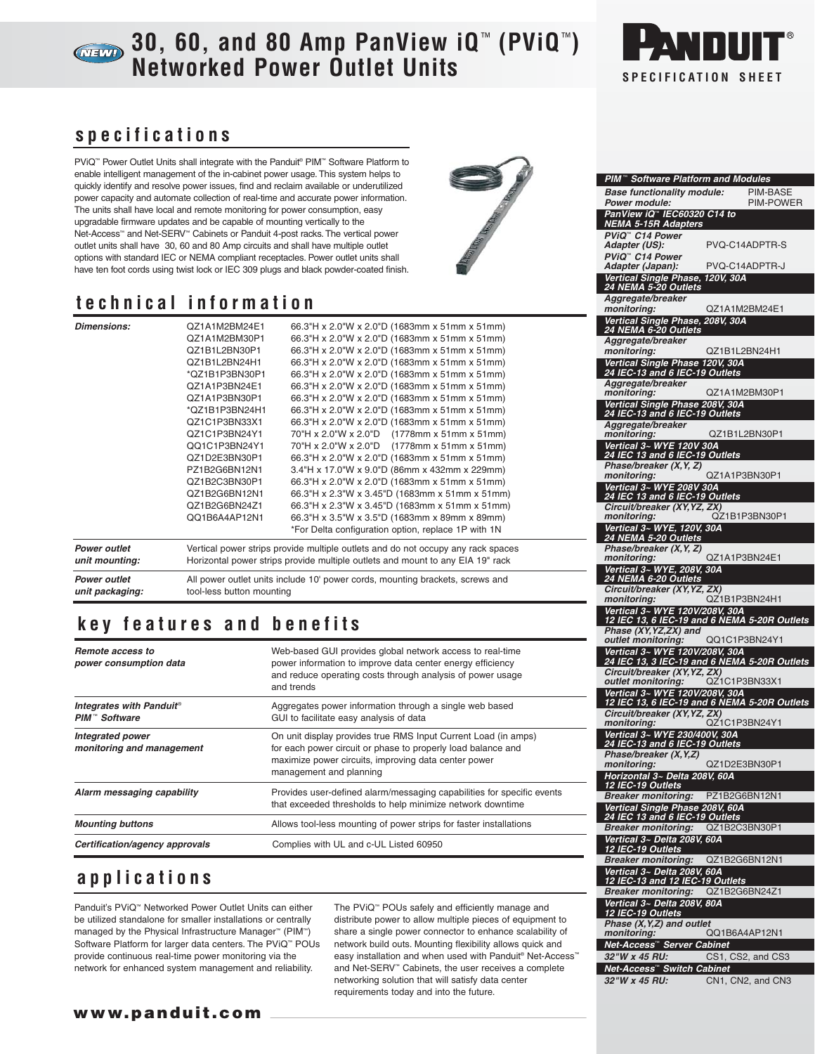# 30, 60, and 80 Amp PanView iQ™ (PViQ™) Networked Power Outlet Units

PANDUIT® SPECIFICATION SHEET

## specifications

PViQ™ Power Outlet Units shall integrate with the Panduit® PIM™ Software Platform to enable intelligent management of the in-cabinet power usage. This system helps to quickly identify and resolve power issues, find and reclaim available or underutilized power capacity and automate collection of real-time and accurate power information. The units shall have local and remote monitoring for power consumption, easy upgradable firmware updates and be capable of mounting vertically to the Net-Access™ and Net-SERV™ Cabinets or Panduit 4-post racks. The vertical power outlet units shall have 30, 60 and 80 Amp circuits and shall have multiple outlet options with standard IEC or NEMA compliant receptacles. Power outlet units shall have ten foot cords using twist lock or IEC 309 plugs and black powder-coated finish.

## technical information

| | | |
|---|---|---|
| ***Dimensions:*** | QZ1A1M2BM24E1 | 66.3"H x 2.0"W x 2.0"D (1683mm x 51mm x 51mm) |
| | QZ1A1M2BM30P1 | 66.3"H x 2.0"W x 2.0"D (1683mm x 51mm x 51mm) |
| | QZ1B1L2BN30P1 | 66.3"H x 2.0"W x 2.0"D (1683mm x 51mm x 51mm) |
| | QZ1B1L2BN24H1 | 66.3"H x 2.0"W x 2.0"D (1683mm x 51mm x 51mm) |
| | *QZ1B1P3BN30P1 | 66.3"H x 2.0"W x 2.0"D (1683mm x 51mm x 51mm) |
| | QZ1A1P3BN24E1 | 66.3"H x 2.0"W x 2.0"D (1683mm x 51mm x 51mm) |
| | QZ1A1P3BN30P1 | 66.3"H x 2.0"W x 2.0"D (1683mm x 51mm x 51mm) |
| | *QZ1B1P3BN24H1 | 66.3"H x 2.0"W x 2.0"D (1683mm x 51mm x 51mm) |
| | QZ1C1P3BN33X1 | 66.3"H x 2.0"W x 2.0"D (1683mm x 51mm x 51mm) |
| | QZ1C1P3BN24Y1 | 70"H x 2.0"W x 2.0"D (1778mm x 51mm x 51mm) |
| | QQ1C1P3BN24Y1 | 70"H x 2.0"W x 2.0"D (1778mm x 51mm x 51mm) |
| | QZ1D2E3BN30P1 | 66.3"H x 2.0"W x 2.0"D (1683mm x 51mm x 51mm) |
| | PZ1B2G6BN12N1 | 3.4"H x 17.0"W x 9.0"D (86mm x 432mm x 229mm) |
| | QZ1B2C3BN30P1 | 66.3"H x 2.0"W x 2.0"D (1683mm x 51mm x 51mm) |
| | QZ1B2G6BN12N1 | 66.3"H x 2.3"W x 3.45"D (1683mm x 51mm x 51mm) |
| | QZ1B2G6BN24Z1 | 66.3"H x 2.3"W x 3.45"D (1683mm x 51mm x 51mm) |
| | QQ1B6A4AP12N1 | 66.3"H x 3.5"W x 3.5"D (1683mm x 89mm x 89mm) |
| | | *For Delta configuration option, replace 1P with 1N |
| ***Power outlet unit mounting:*** | Vertical power strips provide multiple outlets and do not occupy any rack spaces. Horizontal power strips provide multiple outlets and mount to any EIA 19" rack | |
| ***Power outlet unit packaging:*** | All power outlet units include 10' power cords, mounting brackets, screws and tool-less button mounting | |

## key features and benefits

| | |
|---|---|
| ***Remote access to power consumption data*** | Web-based GUI provides global network access to real-time power information to improve data center energy efficiency and reduce operating costs through analysis of power usage and trends |
| ***Integrates with Panduit® PIM™ Software*** | Aggregates power information through a single web based GUI to facilitate easy analysis of data |
| ***Integrated power monitoring and management*** | On unit display provides true RMS Input Current Load (in amps) for each power circuit or phase to properly load balance and maximize power circuits, improving data center power management and planning |
| ***Alarm messaging capability*** | Provides user-defined alarm/messaging capabilities for specific events that exceeded thresholds to help minimize network downtime |
| ***Mounting buttons*** | Allows tool-less mounting of power strips for faster installations |
| ***Certification/agency approvals*** | Complies with UL and c-UL Listed 60950 |

## applications

Panduit's PViQ™ Networked Power Outlet Units can either be utilized standalone for smaller installations or centrally managed by the Physical Infrastructure Manager™ (PIM™) Software Platform for larger data centers. The PViQ™ POUs provide continuous real-time power monitoring via the network for enhanced system management and reliability.

The PViQ™ POUs safely and efficiently manage and distribute power to allow multiple pieces of equipment to share a single power connector to enhance scalability of network build outs. Mounting flexibility allows quick and easy installation and when used with Panduit® Net-Access™ and Net-SERV™ Cabinets, the user receives a complete networking solution that will satisfy data center requirements today and into the future.

**www.panduit.com**

---

### PIM™ Software Platform and Modules

| | |
|---|---|
| ***Base functionality module:*** | PIM-BASE |
| ***Power module:*** | PIM-POWER |

### PanView iQ™ IEC60320 C14 to NEMA 5-15R Adapters

| | |
|---|---|
| ***PViQ™ C14 Power Adapter (US):*** | PVQ-C14ADPTR-S |
| ***PViQ™ C14 Power Adapter (Japan):*** | PVQ-C14ADPTR-J |

### Vertical Single Phase, 120V, 30A 24 NEMA 5-20 Outlets

| | |
|---|---|
| ***Aggregate/breaker monitoring:*** | QZ1A1M2BM24E1 |

### Vertical Single Phase, 208V, 30A 24 NEMA 6-20 Outlets

| | |
|---|---|
| ***Aggregate/breaker monitoring:*** | QZ1B1L2BN24H1 |

### Vertical Single Phase 120V, 30A 24 IEC-13 and 6 IEC-19 Outlets

| | |
|---|---|
| ***Aggregate/breaker monitoring:*** | QZ1A1M2BM30P1 |

### Vertical Single Phase 208V, 30A 24 IEC-13 and 6 IEC-19 Outlets

| | |
|---|---|
| ***Aggregate/breaker monitoring:*** | QZ1B1L2BN30P1 |

### Vertical 3~ WYE 120V 30A 24 IEC 13 and 6 IEC-19 Outlets

| | |
|---|---|
| ***Phase/breaker (X,Y, Z) monitoring:*** | QZ1A1P3BN30P1 |

### Vertical 3~ WYE 208V 30A 24 IEC 13 and 6 IEC-19 Outlets

| | |
|---|---|
| ***Circuit/breaker (XY,YZ, ZX) monitoring:*** | QZ1B1P3BN30P1 |

### Vertical 3~ WYE, 120V, 30A 24 NEMA 5-20 Outlets

| | |
|---|---|
| ***Phase/breaker (X,Y, Z) monitoring:*** | QZ1A1P3BN24E1 |

### Vertical 3~ WYE, 208V, 30A 24 NEMA 6-20 Outlets

| | |
|---|---|
| ***Circuit/breaker (XY,YZ, ZX) monitoring:*** | QZ1B1P3BN24H1 |

### Vertical 3~ WYE 120V/208V, 30A 12 IEC 13, 6 IEC-19 and 6 NEMA 5-20R Outlets

| | |
|---|---|
| ***Phase (XY,YZ,ZX) and outlet monitoring:*** | QQ1C1P3BN24Y1 |

### Vertical 3~ WYE 120V/208V, 30A 24 IEC 13, 3 IEC-19 and 6 NEMA 5-20R Outlets

| | |
|---|---|
| ***Circuit/breaker (XY,YZ, ZX) outlet monitoring:*** | QZ1C1P3BN33X1 |

### Vertical 3~ WYE 120V/208V, 30A 12 IEC 13, 6 IEC-19 and 6 NEMA 5-20R Outlets

| | |
|---|---|
| ***Circuit/breaker (XY,YZ, ZX) monitoring:*** | QZ1C1P3BN24Y1 |

### Vertical 3~ WYE 230/400V, 30A 24 IEC-13 and 6 IEC-19 Outlets

| | |
|---|---|
| ***Phase/breaker (X,Y,Z) monitoring:*** | QZ1D2E3BN30P1 |

### Horizontal 3~ Delta 208V, 60A 12 IEC-19 Outlets

| | |
|---|---|
| ***Breaker monitoring:*** | PZ1B2G6BN12N1 |

### Vertical Single Phase 208V, 60A 24 IEC 13 and 6 IEC-19 Outlets

| | |
|---|---|
| ***Breaker monitoring:*** | QZ1B2C3BN30P1 |

### Vertical 3~ Delta 208V, 60A 12 IEC-19 Outlets

| | |
|---|---|
| ***Breaker monitoring:*** | QZ1B2G6BN12N1 |

### Vertical 3~ Delta 208V, 60A 12 IEC-13 and 12 IEC-19 Outlets

| | |
|---|---|
| ***Breaker monitoring:*** | QZ1B2G6BN24Z1 |

### Vertical 3~ Delta 208V, 80A 12 IEC-19 Outlets

| | |
|---|---|
| ***Phase (X,Y,Z) and outlet monitoring:*** | QQ1B6A4AP12N1 |

### Net-Access™ Server Cabinet

| | |
|---|---|
| ***32"W x 45 RU:*** | CS1, CS2, and CS3 |

### Net-Access™ Switch Cabinet

| | |
|---|---|
| ***32"W x 45 RU:*** | CN1, CN2, and CN3 |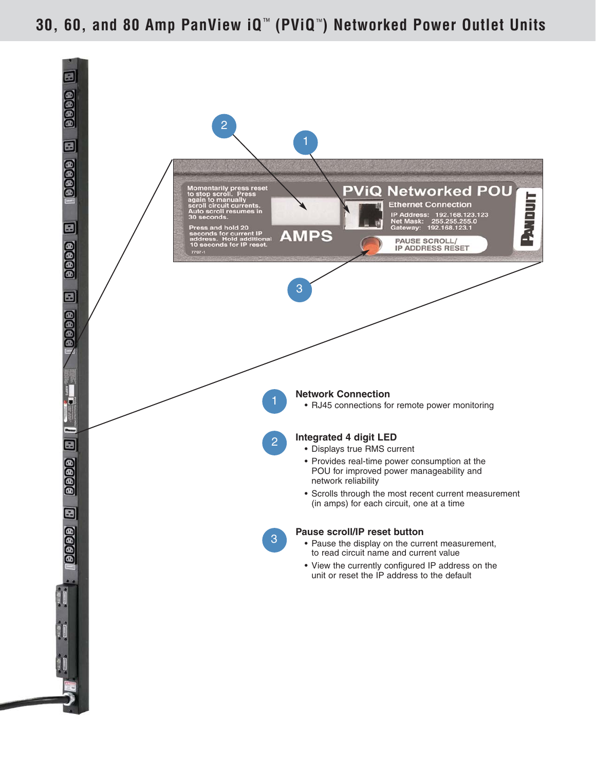# 30, 60, and 80 Amp PanView iQ™ (PViQ™) Networked Power Outlet Units

**1 Network Connection**

- RJ45 connections for remote power monitoring

**2 Integrated 4 digit LED**

- Displays true RMS current
- Provides real-time power consumption at the POU for improved power manageability and network reliability
- Scrolls through the most recent current measurement (in amps) for each circuit, one at a time

**3 Pause scroll/IP reset button**

- Pause the display on the current measurement, to read circuit name and current value
- View the currently configured IP address on the unit or reset the IP address to the default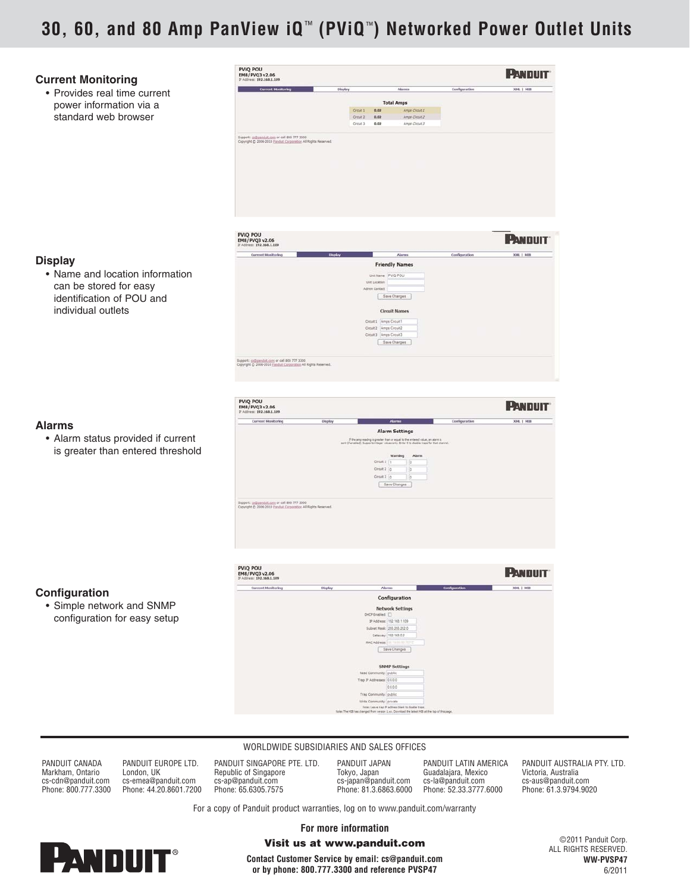# 30, 60, and 80 Amp PanView iQ™ (PViQ™) Networked Power Outlet Units

### Current Monitoring

- Provides real time current power information via a standard web browser

### Display

- Name and location information can be stored for easy identification of POU and individual outlets

### Alarms

- Alarm status provided if current is greater than entered threshold

### Configuration

- Simple network and SNMP configuration for easy setup

WORLDWIDE SUBSIDIARIES AND SALES OFFICES

PANDUIT CANADA
Markham, Ontario
cs-cdn@panduit.com
Phone: 800.777.3300

PANDUIT EUROPE LTD.
London, UK
cs-emea@panduit.com
Phone: 44.20.8601.7200

PANDUIT SINGAPORE PTE. LTD.
Republic of Singapore
cs-ap@panduit.com
Phone: 65.6305.7575

PANDUIT JAPAN
Tokyo, Japan
cs-japan@panduit.com
Phone: 81.3.6863.6000

PANDUIT LATIN AMERICA
Guadalajara, Mexico
cs-la@panduit.com
Phone: 52.33.3777.6000

PANDUIT AUSTRALIA PTY. LTD.
Victoria, Australia
cs-aus@panduit.com
Phone: 61.3.9794.9020

For a copy of Panduit product warranties, log on to www.panduit.com/warranty

**For more information**

**Visit us at www.panduit.com**

**Contact Customer Service by email: cs@panduit.com or by phone: 800.777.3300 and reference PVSP47**

©2011 Panduit Corp.
ALL RIGHTS RESERVED.
**WW-PVSP47**
6/2011